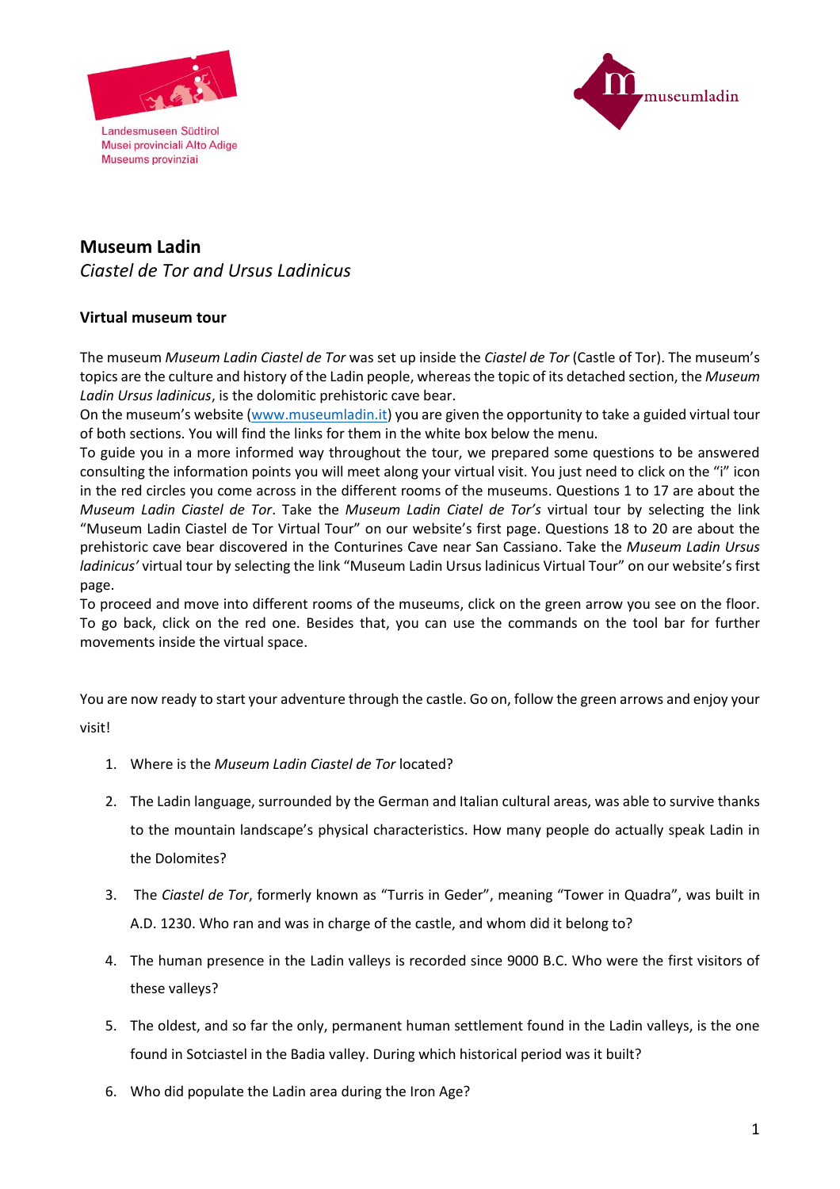Landesmuseen Südtirol
Musei provinciali Alto Adige
Museums provinziai

museumladin

## Museum Ladin

*Ciastel de Tor and Ursus Ladinicus*

### Virtual museum tour

The museum *Museum Ladin Ciastel de Tor* was set up inside the *Ciastel de Tor* (Castle of Tor). The museum's topics are the culture and history of the Ladin people, whereas the topic of its detached section, the *Museum Ladin Ursus ladinicus*, is the dolomitic prehistoric cave bear.

On the museum's website ([www.museumladin.it](http://www.museumladin.it)) you are given the opportunity to take a guided virtual tour of both sections. You will find the links for them in the white box below the menu.

To guide you in a more informed way throughout the tour, we prepared some questions to be answered consulting the information points you will meet along your virtual visit. You just need to click on the "i" icon in the red circles you come across in the different rooms of the museums. Questions 1 to 17 are about the *Museum Ladin Ciastel de Tor*. Take the *Museum Ladin Ciatel de Tor's* virtual tour by selecting the link "Museum Ladin Ciastel de Tor Virtual Tour" on our website's first page. Questions 18 to 20 are about the prehistoric cave bear discovered in the Conturines Cave near San Cassiano. Take the *Museum Ladin Ursus ladinicus'* virtual tour by selecting the link "Museum Ladin Ursus ladinicus Virtual Tour" on our website's first page.

To proceed and move into different rooms of the museums, click on the green arrow you see on the floor. To go back, click on the red one. Besides that, you can use the commands on the tool bar for further movements inside the virtual space.

You are now ready to start your adventure through the castle. Go on, follow the green arrows and enjoy your visit!

1. Where is the *Museum Ladin Ciastel de Tor* located?
2. The Ladin language, surrounded by the German and Italian cultural areas, was able to survive thanks to the mountain landscape's physical characteristics. How many people do actually speak Ladin in the Dolomites?
3. The *Ciastel de Tor*, formerly known as "Turris in Geder", meaning "Tower in Quadra", was built in A.D. 1230. Who ran and was in charge of the castle, and whom did it belong to?
4. The human presence in the Ladin valleys is recorded since 9000 B.C. Who were the first visitors of these valleys?
5. The oldest, and so far the only, permanent human settlement found in the Ladin valleys, is the one found in Sotciastel in the Badia valley. During which historical period was it built?
6. Who did populate the Ladin area during the Iron Age?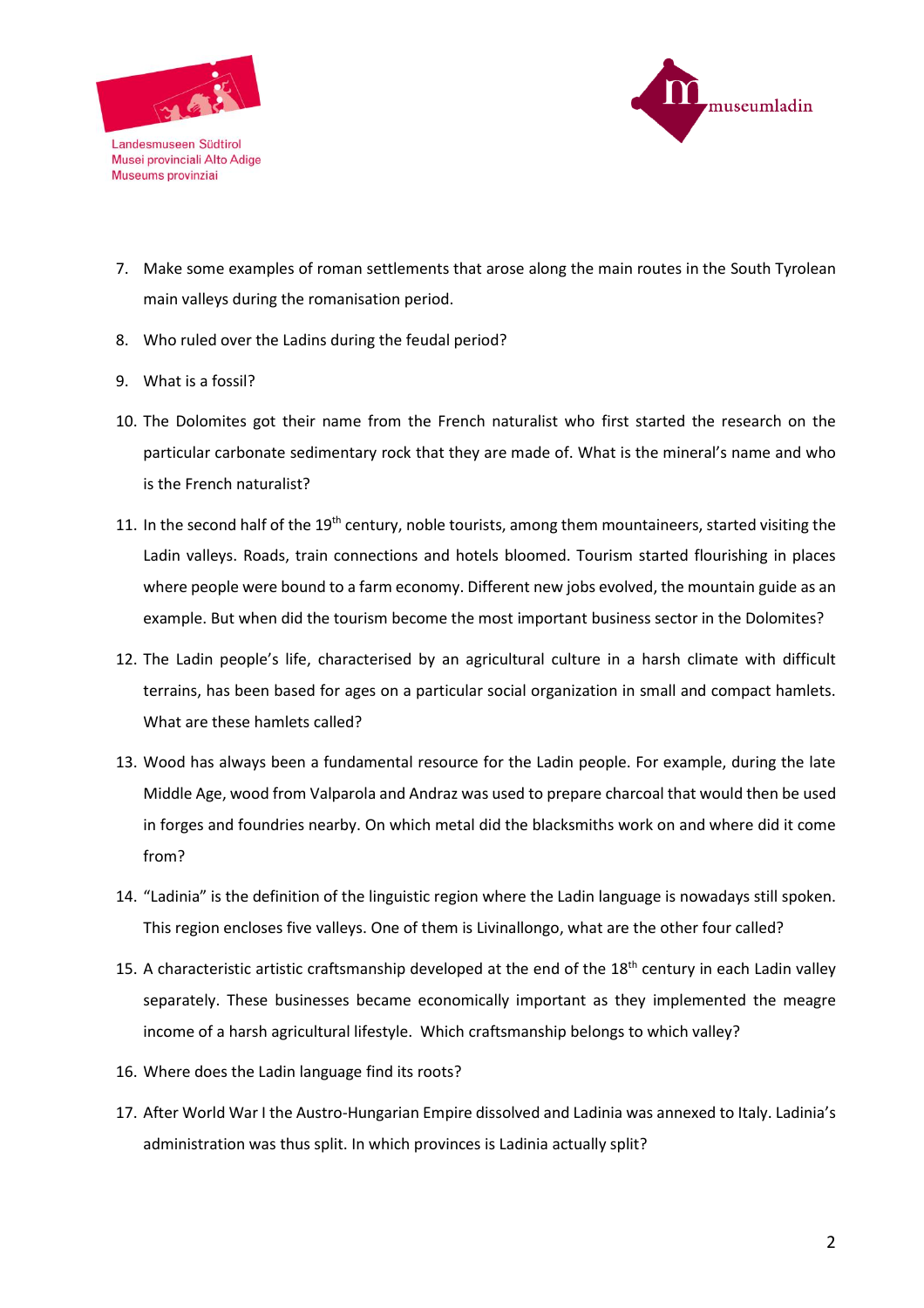7. Make some examples of roman settlements that arose along the main routes in the South Tyrolean main valleys during the romanisation period.
8. Who ruled over the Ladins during the feudal period?
9. What is a fossil?
10. The Dolomites got their name from the French naturalist who first started the research on the particular carbonate sedimentary rock that they are made of. What is the mineral's name and who is the French naturalist?
11. In the second half of the 19th century, noble tourists, among them mountaineers, started visiting the Ladin valleys. Roads, train connections and hotels bloomed. Tourism started flourishing in places where people were bound to a farm economy. Different new jobs evolved, the mountain guide as an example. But when did the tourism become the most important business sector in the Dolomites?
12. The Ladin people's life, characterised by an agricultural culture in a harsh climate with difficult terrains, has been based for ages on a particular social organization in small and compact hamlets. What are these hamlets called?
13. Wood has always been a fundamental resource for the Ladin people. For example, during the late Middle Age, wood from Valparola and Andraz was used to prepare charcoal that would then be used in forges and foundries nearby. On which metal did the blacksmiths work on and where did it come from?
14. "Ladinia" is the definition of the linguistic region where the Ladin language is nowadays still spoken. This region encloses five valleys. One of them is Livinallongo, what are the other four called?
15. A characteristic artistic craftsmanship developed at the end of the 18th century in each Ladin valley separately. These businesses became economically important as they implemented the meagre income of a harsh agricultural lifestyle. Which craftsmanship belongs to which valley?
16. Where does the Ladin language find its roots?
17. After World War I the Austro-Hungarian Empire dissolved and Ladinia was annexed to Italy. Ladinia's administration was thus split. In which provinces is Ladinia actually split?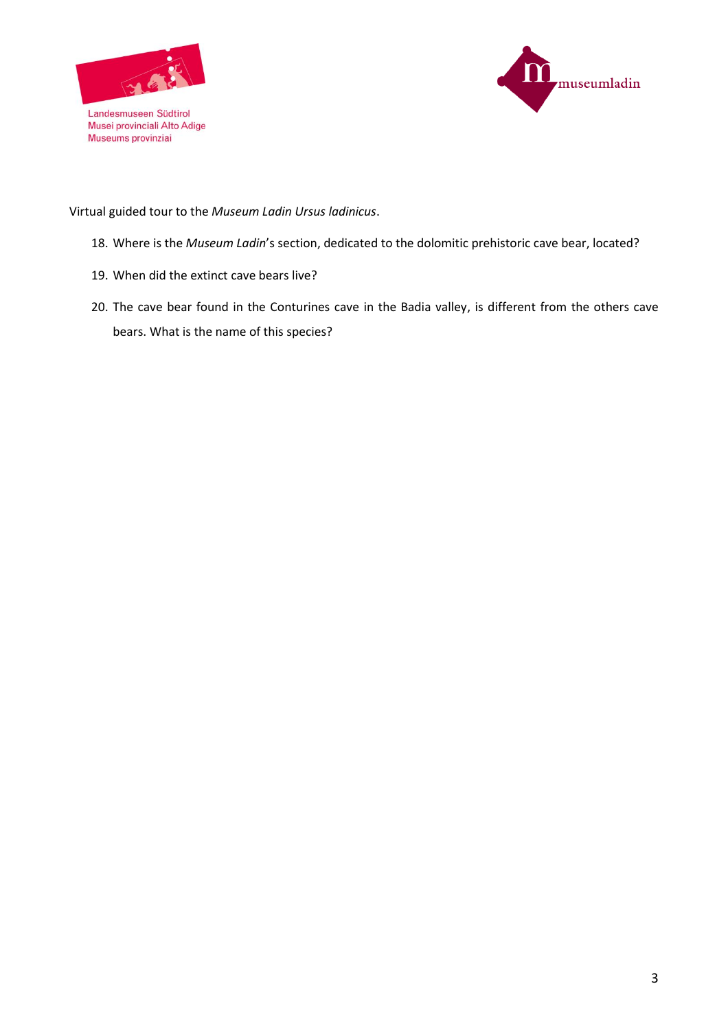Virtual guided tour to the *Museum Ladin Ursus ladinicus*.

18. Where is the *Museum Ladin*'s section, dedicated to the dolomitic prehistoric cave bear, located?
19. When did the extinct cave bears live?
20. The cave bear found in the Conturines cave in the Badia valley, is different from the others cave bears. What is the name of this species?